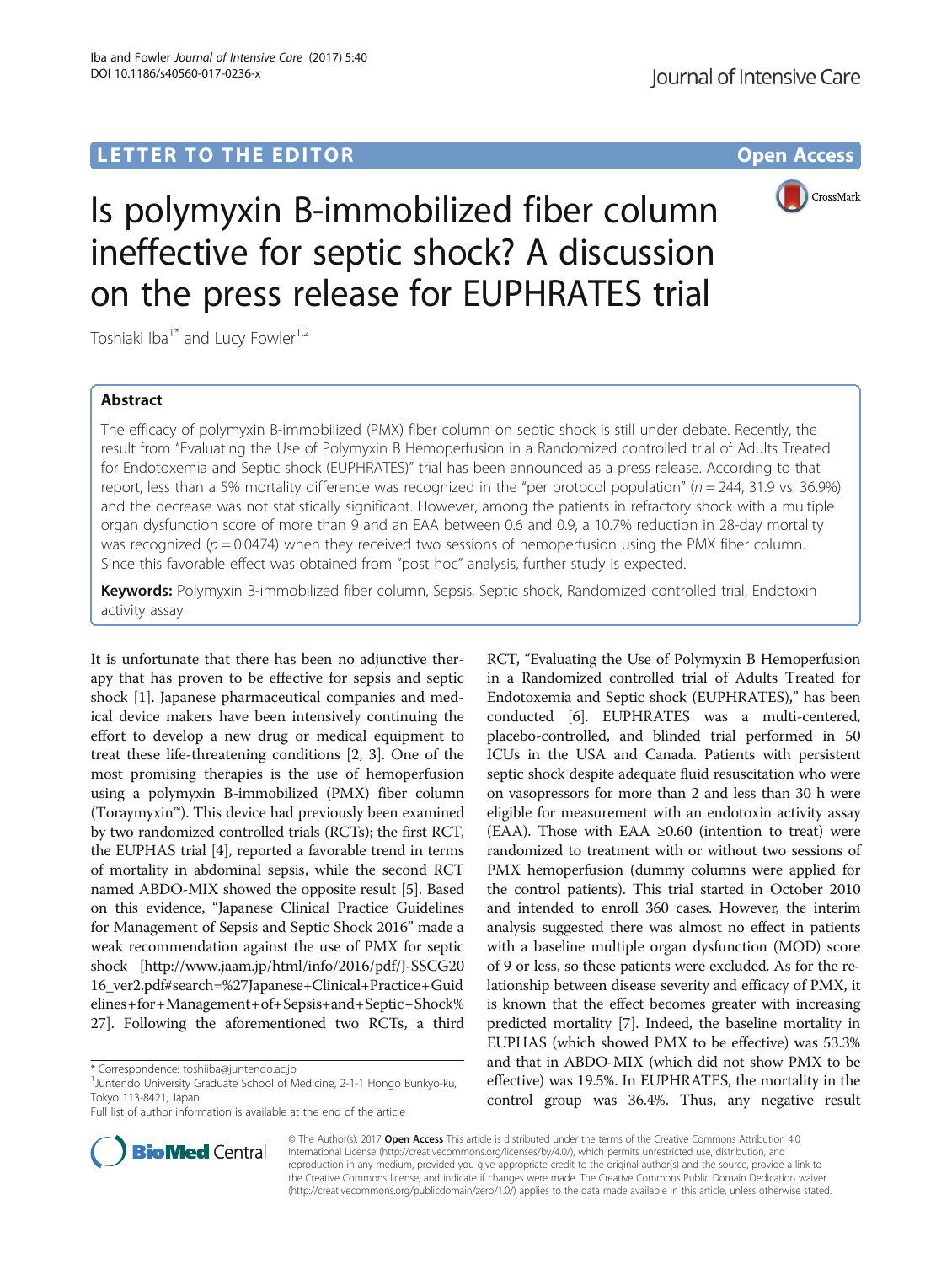LETTER TO THE EDITOR

Open Access

# Is polymyxin B-immobilized fiber column ineffective for septic shock? A discussion on the press release for EUPHRATES trial

Toshiaki Iba[1*] and Lucy Fowler[1,2]

## Abstract

The efficacy of polymyxin B-immobilized (PMX) fiber column on septic shock is still under debate. Recently, the result from "Evaluating the Use of Polymyxin B Hemoperfusion in a Randomized controlled trial of Adults Treated for Endotoxemia and Septic shock (EUPHRATES)" trial has been announced as a press release. According to that report, less than a 5% mortality difference was recognized in the "per protocol population" ($n = 244$, 31.9 vs. 36.9%) and the decrease was not statistically significant. However, among the patients in refractory shock with a multiple organ dysfunction score of more than 9 and an EAA between 0.6 and 0.9, a 10.7% reduction in 28-day mortality was recognized ($p = 0.0474$) when they received two sessions of hemoperfusion using the PMX fiber column. Since this favorable effect was obtained from "post hoc" analysis, further study is expected.

**Keywords:** Polymyxin B-immobilized fiber column, Sepsis, Septic shock, Randomized controlled trial, Endotoxin activity assay

It is unfortunate that there has been no adjunctive therapy that has proven to be effective for sepsis and septic shock [1]. Japanese pharmaceutical companies and medical device makers have been intensively continuing the effort to develop a new drug or medical equipment to treat these life-threatening conditions [2, 3]. One of the most promising therapies is the use of hemoperfusion using a polymyxin B-immobilized (PMX) fiber column (Toraymyxin™). This device had previously been examined by two randomized controlled trials (RCTs); the first RCT, the EUPHAS trial [4], reported a favorable trend in terms of mortality in abdominal sepsis, while the second RCT named ABDO-MIX showed the opposite result [5]. Based on this evidence, "Japanese Clinical Practice Guidelines for Management of Sepsis and Septic Shock 2016" made a weak recommendation against the use of PMX for septic shock [http://www.jaam.jp/html/info/2016/pdf/J-SSCG2016_ver2.pdf#search=%27Japanese+Clinical+Practice+Guidelines+for+Management+of+Sepsis+and+Septic+Shock%27]. Following the aforementioned two RCTs, a third RCT, "Evaluating the Use of Polymyxin B Hemoperfusion in a Randomized controlled trial of Adults Treated for Endotoxemia and Septic shock (EUPHRATES)," has been conducted [6]. EUPHRATES was a multi-centered, placebo-controlled, and blinded trial performed in 50 ICUs in the USA and Canada. Patients with persistent septic shock despite adequate fluid resuscitation who were on vasopressors for more than 2 and less than 30 h were eligible for measurement with an endotoxin activity assay (EAA). Those with EAA ≥0.60 (intention to treat) were randomized to treatment with or without two sessions of PMX hemoperfusion (dummy columns were applied for the control patients). This trial started in October 2010 and intended to enroll 360 cases. However, the interim analysis suggested there was almost no effect in patients with a baseline multiple organ dysfunction (MOD) score of 9 or less, so these patients were excluded. As for the relationship between disease severity and efficacy of PMX, it is known that the effect becomes greater with increasing predicted mortality [7]. Indeed, the baseline mortality in EUPHAS (which showed PMX to be effective) was 53.3% and that in ABDO-MIX (which did not show PMX to be effective) was 19.5%. In EUPHRATES, the mortality in the control group was 36.4%. Thus, any negative result

\* Correspondence: toshiiba@juntendo.ac.jp
[1]Juntendo University Graduate School of Medicine, 2-1-1 Hongo Bunkyo-ku, Tokyo 113-8421, Japan
Full list of author information is available at the end of the article

© The Author(s). 2017 **Open Access** This article is distributed under the terms of the Creative Commons Attribution 4.0 International License (http://creativecommons.org/licenses/by/4.0/), which permits unrestricted use, distribution, and reproduction in any medium, provided you give appropriate credit to the original author(s) and the source, provide a link to the Creative Commons license, and indicate if changes were made. The Creative Commons Public Domain Dedication waiver (http://creativecommons.org/publicdomain/zero/1.0/) applies to the data made available in this article, unless otherwise stated.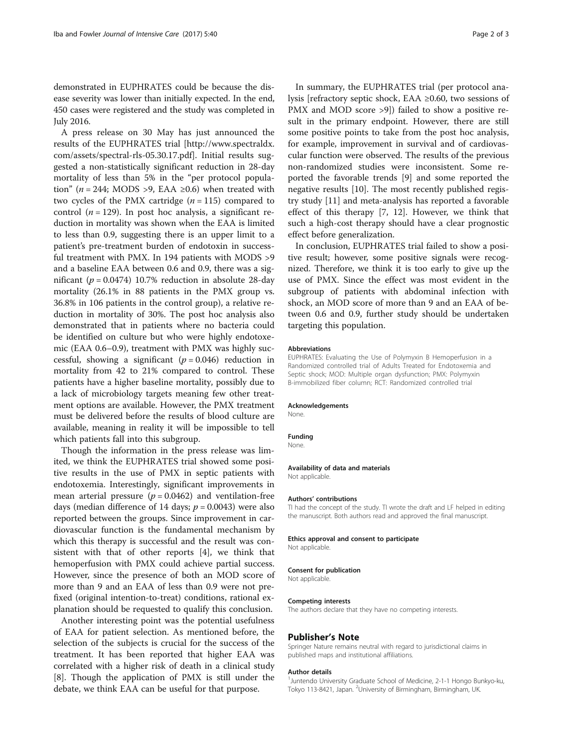demonstrated in EUPHRATES could be because the disease severity was lower than initially expected. In the end, 450 cases were registered and the study was completed in July 2016.

A press release on 30 May has just announced the results of the EUPHRATES trial [http://www.spectraldx.com/assets/spectral-rls-05.30.17.pdf]. Initial results suggested a non-statistically significant reduction in 28-day mortality of less than 5% in the "per protocol population" ($n = 244$; MODS >9, EAA ≥0.6) when treated with two cycles of the PMX cartridge ($n = 115$) compared to control ($n = 129$). In post hoc analysis, a significant reduction in mortality was shown when the EAA is limited to less than 0.9, suggesting there is an upper limit to a patient's pre-treatment burden of endotoxin in successful treatment with PMX. In 194 patients with MODS >9 and a baseline EAA between 0.6 and 0.9, there was a significant ($p = 0.0474$) 10.7% reduction in absolute 28-day mortality (26.1% in 88 patients in the PMX group vs. 36.8% in 106 patients in the control group), a relative reduction in mortality of 30%. The post hoc analysis also demonstrated that in patients where no bacteria could be identified on culture but who were highly endotoxemic (EAA 0.6–0.9), treatment with PMX was highly successful, showing a significant ($p = 0.046$) reduction in mortality from 42 to 21% compared to control. These patients have a higher baseline mortality, possibly due to a lack of microbiology targets meaning few other treatment options are available. However, the PMX treatment must be delivered before the results of blood culture are available, meaning in reality it will be impossible to tell which patients fall into this subgroup.

Though the information in the press release was limited, we think the EUPHRATES trial showed some positive results in the use of PMX in septic patients with endotoxemia. Interestingly, significant improvements in mean arterial pressure ($p = 0.0462$) and ventilation-free days (median difference of 14 days; $p = 0.0043$) were also reported between the groups. Since improvement in cardiovascular function is the fundamental mechanism by which this therapy is successful and the result was consistent with that of other reports [4], we think that hemoperfusion with PMX could achieve partial success. However, since the presence of both an MOD score of more than 9 and an EAA of less than 0.9 were not prefixed (original intention-to-treat) conditions, rational explanation should be requested to qualify this conclusion.

Another interesting point was the potential usefulness of EAA for patient selection. As mentioned before, the selection of the subjects is crucial for the success of the treatment. It has been reported that higher EAA was correlated with a higher risk of death in a clinical study [8]. Though the application of PMX is still under the debate, we think EAA can be useful for that purpose.

In summary, the EUPHRATES trial (per protocol analysis [refractory septic shock, EAA ≥0.60, two sessions of PMX and MOD score >9]) failed to show a positive result in the primary endpoint. However, there are still some positive points to take from the post hoc analysis, for example, improvement in survival and of cardiovascular function were observed. The results of the previous non-randomized studies were inconsistent. Some reported the favorable trends [9] and some reported the negative results [10]. The most recently published registry study [11] and meta-analysis has reported a favorable effect of this therapy [7, 12]. However, we think that such a high-cost therapy should have a clear prognostic effect before generalization.

In conclusion, EUPHRATES trial failed to show a positive result; however, some positive signals were recognized. Therefore, we think it is too early to give up the use of PMX. Since the effect was most evident in the subgroup of patients with abdominal infection with shock, an MOD score of more than 9 and an EAA of between 0.6 and 0.9, further study should be undertaken targeting this population.

#### Abbreviations

EUPHRATES: Evaluating the Use of Polymyxin B Hemoperfusion in a Randomized controlled trial of Adults Treated for Endotoxemia and Septic shock; MOD: Multiple organ dysfunction; PMX: Polymyxin B-immobilized fiber column; RCT: Randomized controlled trial

#### Acknowledgements

None.

#### Funding

None.

#### Availability of data and materials

Not applicable.

#### Authors' contributions

TI had the concept of the study. TI wrote the draft and LF helped in editing the manuscript. Both authors read and approved the final manuscript.

#### Ethics approval and consent to participate

Not applicable.

#### Consent for publication

Not applicable.

#### Competing interests

The authors declare that they have no competing interests.

### Publisher's Note

Springer Nature remains neutral with regard to jurisdictional claims in published maps and institutional affiliations.

#### Author details

[1]Juntendo University Graduate School of Medicine, 2-1-1 Hongo Bunkyo-ku, Tokyo 113-8421, Japan. [2]University of Birmingham, Birmingham, UK.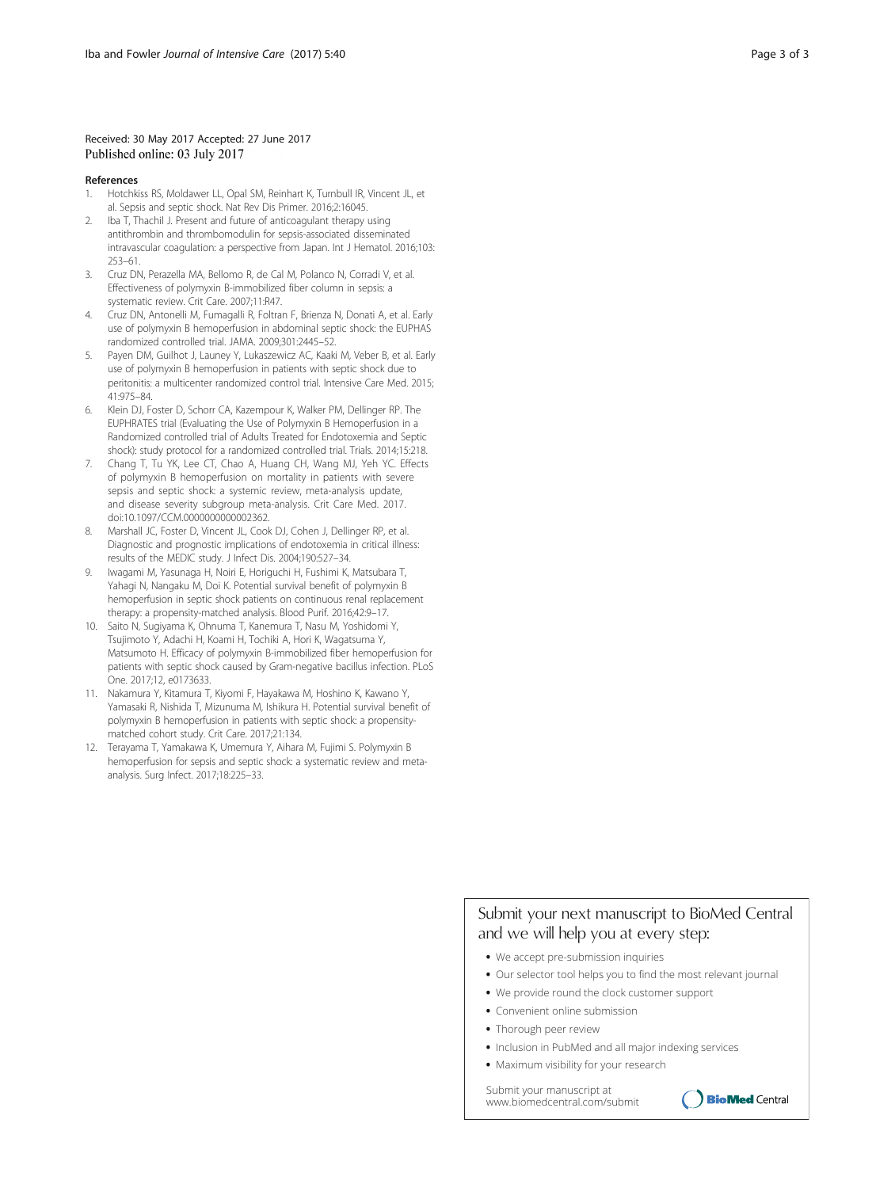Received: 30 May 2017 Accepted: 27 June 2017
Published online: 03 July 2017

## References

1. Hotchkiss RS, Moldawer LL, Opal SM, Reinhart K, Turnbull IR, Vincent JL, et al. Sepsis and septic shock. Nat Rev Dis Primer. 2016;2:16045.
2. Iba T, Thachil J. Present and future of anticoagulant therapy using antithrombin and thrombomodulin for sepsis-associated disseminated intravascular coagulation: a perspective from Japan. Int J Hematol. 2016;103:253–61.
3. Cruz DN, Perazella MA, Bellomo R, de Cal M, Polanco N, Corradi V, et al. Effectiveness of polymyxin B-immobilized fiber column in sepsis: a systematic review. Crit Care. 2007;11:R47.
4. Cruz DN, Antonelli M, Fumagalli R, Foltran F, Brienza N, Donati A, et al. Early use of polymyxin B hemoperfusion in abdominal septic shock: the EUPHAS randomized controlled trial. JAMA. 2009;301:2445–52.
5. Payen DM, Guilhot J, Launey Y, Lukaszewicz AC, Kaaki M, Veber B, et al. Early use of polymyxin B hemoperfusion in patients with septic shock due to peritonitis: a multicenter randomized control trial. Intensive Care Med. 2015;41:975–84.
6. Klein DJ, Foster D, Schorr CA, Kazempour K, Walker PM, Dellinger RP. The EUPHRATES trial (Evaluating the Use of Polymyxin B Hemoperfusion in a Randomized controlled trial of Adults Treated for Endotoxemia and Septic shock): study protocol for a randomized controlled trial. Trials. 2014;15:218.
7. Chang T, Tu YK, Lee CT, Chao A, Huang CH, Wang MJ, Yeh YC. Effects of polymyxin B hemoperfusion on mortality in patients with severe sepsis and septic shock: a systemic review, meta-analysis update, and disease severity subgroup meta-analysis. Crit Care Med. 2017. doi:10.1097/CCM.0000000000002362.
8. Marshall JC, Foster D, Vincent JL, Cook DJ, Cohen J, Dellinger RP, et al. Diagnostic and prognostic implications of endotoxemia in critical illness: results of the MEDIC study. J Infect Dis. 2004;190:527–34.
9. Iwagami M, Yasunaga H, Noiri E, Horiguchi H, Fushimi K, Matsubara T, Yahagi N, Nangaku M, Doi K. Potential survival benefit of polymyxin B hemoperfusion in septic shock patients on continuous renal replacement therapy: a propensity-matched analysis. Blood Purif. 2016;42:9–17.
10. Saito N, Sugiyama K, Ohnuma T, Kanemura T, Nasu M, Yoshidomi Y, Tsujimoto Y, Adachi H, Koami H, Tochiki A, Hori K, Wagatsuma Y, Matsumoto H. Efficacy of polymyxin B-immobilized fiber hemoperfusion for patients with septic shock caused by Gram-negative bacillus infection. PLoS One. 2017;12, e0173633.
11. Nakamura Y, Kitamura T, Kiyomi F, Hayakawa M, Hoshino K, Kawano Y, Yamasaki R, Nishida T, Mizunuma M, Ishikura H. Potential survival benefit of polymyxin B hemoperfusion in patients with septic shock: a propensity-matched cohort study. Crit Care. 2017;21:134.
12. Terayama T, Yamakawa K, Umemura Y, Aihara M, Fujimi S. Polymyxin B hemoperfusion for sepsis and septic shock: a systematic review and meta-analysis. Surg Infect. 2017;18:225–33.

Submit your next manuscript to BioMed Central and we will help you at every step:

- We accept pre-submission inquiries
- Our selector tool helps you to find the most relevant journal
- We provide round the clock customer support
- Convenient online submission
- Thorough peer review
- Inclusion in PubMed and all major indexing services
- Maximum visibility for your research

Submit your manuscript at
www.biomedcentral.com/submit

BioMed Central